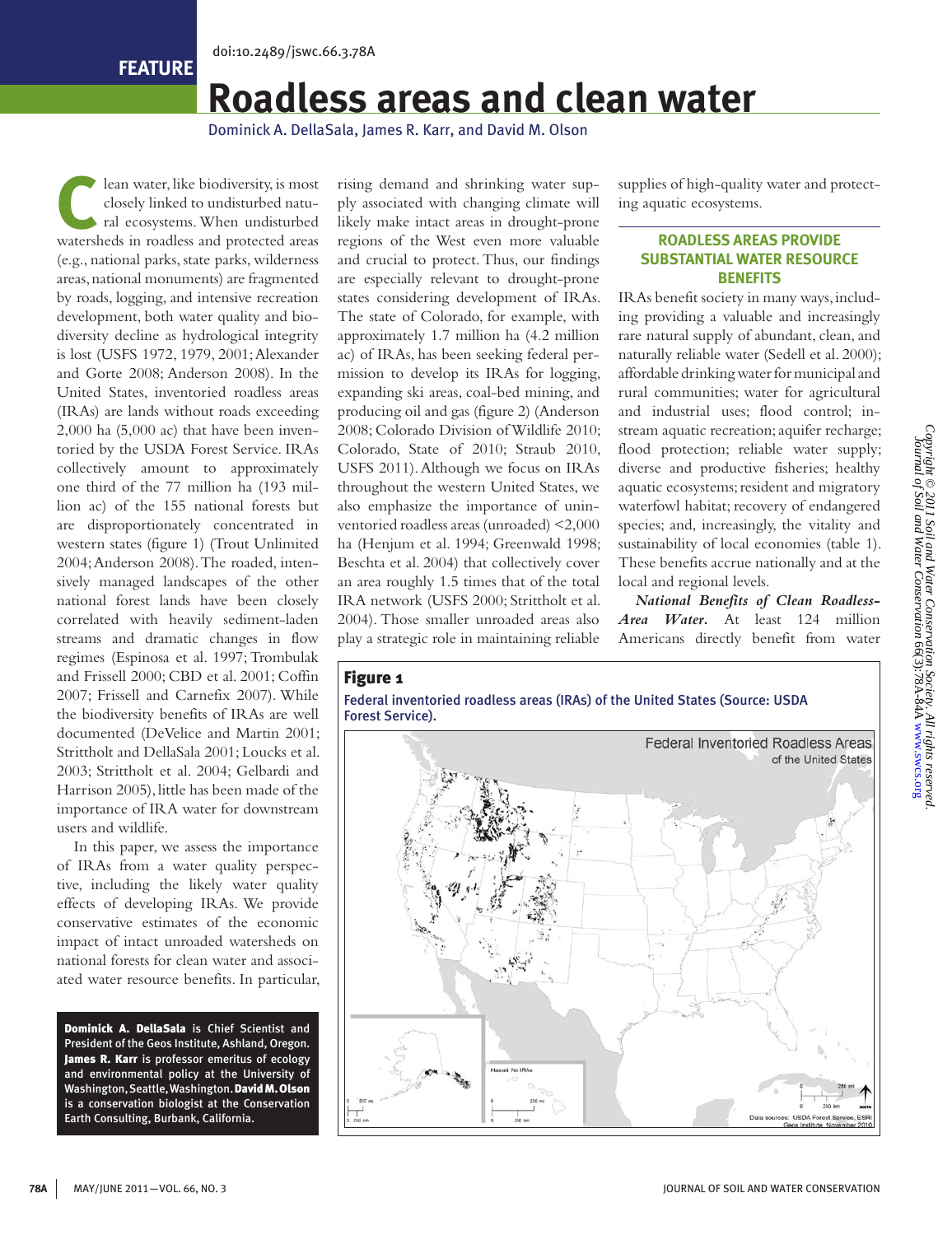doi:10.2489/jswc.66.3.78A

FEATURE

# Roadless areas and clean water

Dominick A. DellaSala, James R. Karr, and David M. Olson

Clean water, like biodiversity, is most closely linked to undisturbed natural ecosystems. When undisturbed watersheds in roadless and protected areas (e.g., national parks, state parks, wilderness areas, national monuments) are fragmented by roads, logging, and intensive recreation development, both water quality and biodiversity decline as hydrological integrity is lost (USFS 1972, 1979, 2001; Alexander and Gorte 2008; Anderson 2008). In the United States, inventoried roadless areas (IRAs) are lands without roads exceeding 2,000 ha (5,000 ac) that have been inventoried by the USDA Forest Service. IRAs collectively amount to approximately one third of the 77 million ha (193 million ac) of the 155 national forests but are disproportionately concentrated in western states (figure 1) (Trout Unlimited 2004; Anderson 2008). The roaded, intensively managed landscapes of the other national forest lands have been closely correlated with heavily sediment-laden streams and dramatic changes in flow regimes (Espinosa et al. 1997; Trombulak and Frissell 2000; CBD et al. 2001; Coffin 2007; Frissell and Carnefix 2007). While the biodiversity benefits of IRAs are well documented (DeVelice and Martin 2001; Strittholt and DellaSala 2001; Loucks et al. 2003; Strittholt et al. 2004; Gelbardi and Harrison 2005), little has been made of the importance of IRA water for downstream users and wildlife.

In this paper, we assess the importance of IRAs from a water quality perspective, including the likely water quality effects of developing IRAs. We provide conservative estimates of the economic impact of intact unroaded watersheds on national forests for clean water and associated water resource benefits. In particular, rising demand and shrinking water supply associated with changing climate will likely make intact areas in drought-prone regions of the West even more valuable and crucial to protect. Thus, our findings are especially relevant to drought-prone states considering development of IRAs. The state of Colorado, for example, with approximately 1.7 million ha (4.2 million ac) of IRAs, has been seeking federal permission to develop its IRAs for logging, expanding ski areas, coal-bed mining, and producing oil and gas (figure 2) (Anderson 2008; Colorado Division of Wildlife 2010; Colorado, State of 2010; Straub 2010, USFS 2011). Although we focus on IRAs throughout the western United States, we also emphasize the importance of uninventoried roadless areas (unroaded) <2,000 ha (Henjum et al. 1994; Greenwald 1998; Beschta et al. 2004) that collectively cover an area roughly 1.5 times that of the total IRA network (USFS 2000; Strittholt et al. 2004). Those smaller unroaded areas also play a strategic role in maintaining reliable supplies of high-quality water and protecting aquatic ecosystems.

**Dominick A. DellaSala** is Chief Scientist and President of the Geos Institute, Ashland, Oregon. **James R. Karr** is professor emeritus of ecology and environmental policy at the University of Washington, Seattle, Washington. **David M. Olson** is a conservation biologist at the Conservation Earth Consulting, Burbank, California.

## ROADLESS AREAS PROVIDE SUBSTANTIAL WATER RESOURCE BENEFITS

IRAs benefit society in many ways, including providing a valuable and increasingly rare natural supply of abundant, clean, and naturally reliable water (Sedell et al. 2000); affordable drinking water for municipal and rural communities; water for agricultural and industrial uses; flood control; in-stream aquatic recreation; aquifer recharge; flood protection; reliable water supply; diverse and productive fisheries; healthy aquatic ecosystems; resident and migratory waterfowl habitat; recovery of endangered species; and, increasingly, the vitality and sustainability of local economies (table 1). These benefits accrue nationally and at the local and regional levels.

***National Benefits of Clean Roadless-Area Water.*** At least 124 million Americans directly benefit from water

**Figure 1**

Federal inventoried roadless areas (IRAs) of the United States (Source: USDA Forest Service).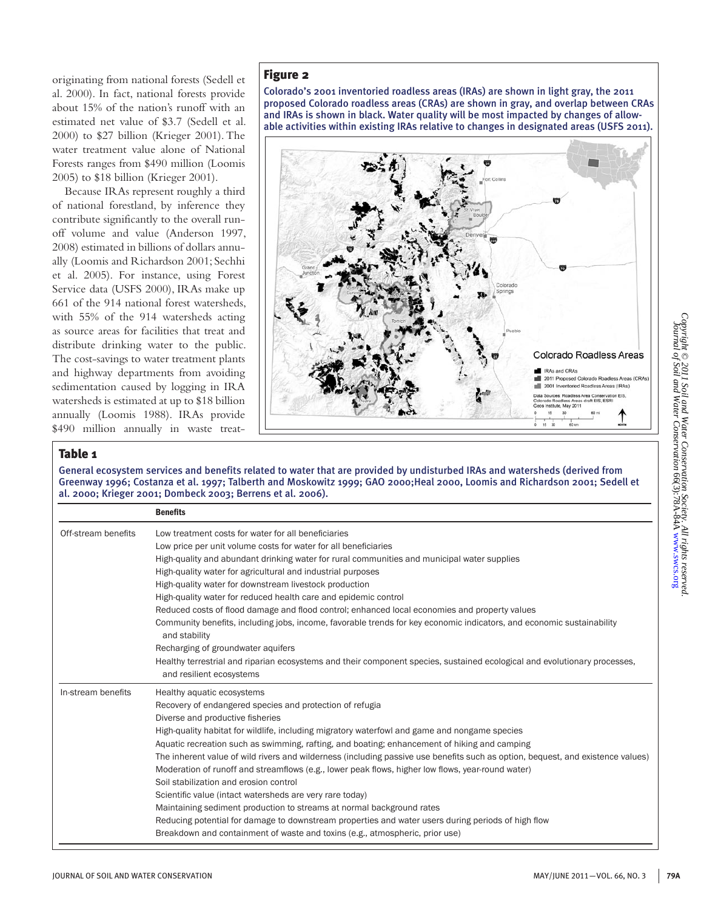originating from national forests (Sedell et al. 2000). In fact, national forests provide about 15% of the nation's runoff with an estimated net value of \$3.7 (Sedell et al. 2000) to \$27 billion (Krieger 2001). The water treatment value alone of National Forests ranges from \$490 million (Loomis 2005) to \$18 billion (Krieger 2001).

Because IRAs represent roughly a third of national forestland, by inference they contribute significantly to the overall runoff volume and value (Anderson 1997, 2008) estimated in billions of dollars annually (Loomis and Richardson 2001; Sechhi et al. 2005). For instance, using Forest Service data (USFS 2000), IRAs make up 661 of the 914 national forest watersheds, with 55% of the 914 watersheds acting as source areas for facilities that treat and distribute drinking water to the public. The cost-savings to water treatment plants and highway departments from avoiding sedimentation caused by logging in IRA watersheds is estimated at up to \$18 billion annually (Loomis 1988). IRAs provide \$490 million annually in waste treat-

## Figure 2

Colorado's 2001 inventoried roadless areas (IRAs) are shown in light gray, the 2011 proposed Colorado roadless areas (CRAs) are shown in gray, and overlap between CRAs and IRAs is shown in black. Water quality will be most impacted by changes of allowable activities within existing IRAs relative to changes in designated areas (USFS 2011).

## Table 1

General ecosystem services and benefits related to water that are provided by undisturbed IRAs and watersheds (derived from Greenway 1996; Costanza et al. 1997; Talberth and Moskowitz 1999; GAO 2000;Heal 2000, Loomis and Richardson 2001; Sedell et al. 2000; Krieger 2001; Dombeck 2003; Berrens et al. 2006).

| | Benefits |
|---|---|
| Off-stream benefits | Low treatment costs for water for all beneficiaries |
| | Low price per unit volume costs for water for all beneficiaries |
| | High-quality and abundant drinking water for rural communities and municipal water supplies |
| | High-quality water for agricultural and industrial purposes |
| | High-quality water for downstream livestock production |
| | High-quality water for reduced health care and epidemic control |
| | Reduced costs of flood damage and flood control; enhanced local economies and property values |
| | Community benefits, including jobs, income, favorable trends for key economic indicators, and economic sustainability and stability |
| | Recharging of groundwater aquifers |
| | Healthy terrestrial and riparian ecosystems and their component species, sustained ecological and evolutionary processes, and resilient ecosystems |
| In-stream benefits | Healthy aquatic ecosystems |
| | Recovery of endangered species and protection of refugia |
| | Diverse and productive fisheries |
| | High-quality habitat for wildlife, including migratory waterfowl and game and nongame species |
| | Aquatic recreation such as swimming, rafting, and boating; enhancement of hiking and camping |
| | The inherent value of wild rivers and wilderness (including passive use benefits such as option, bequest, and existence values) |
| | Moderation of runoff and streamflows (e.g., lower peak flows, higher low flows, year-round water) |
| | Soil stabilization and erosion control |
| | Scientific value (intact watersheds are very rare today) |
| | Maintaining sediment production to streams at normal background rates |
| | Reducing potential for damage to downstream properties and water users during periods of high flow |
| | Breakdown and containment of waste and toxins (e.g., atmospheric, prior use) |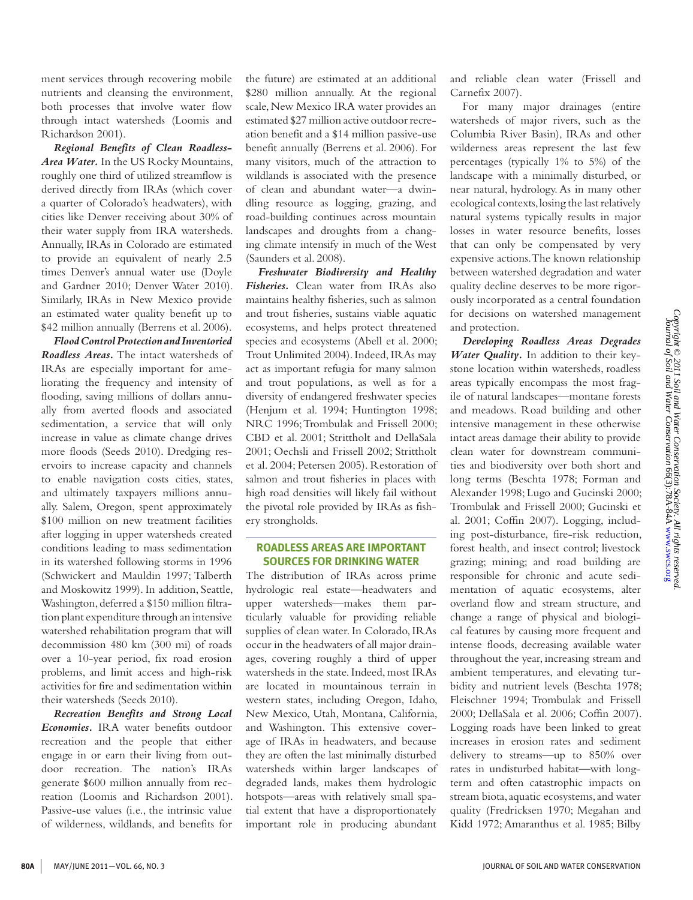ment services through recovering mobile nutrients and cleansing the environment, both processes that involve water flow through intact watersheds (Loomis and Richardson 2001).

***Regional Benefits of Clean Roadless-Area Water.*** In the US Rocky Mountains, roughly one third of utilized streamflow is derived directly from IRAs (which cover a quarter of Colorado's headwaters), with cities like Denver receiving about 30% of their water supply from IRA watersheds. Annually, IRAs in Colorado are estimated to provide an equivalent of nearly 2.5 times Denver's annual water use (Doyle and Gardner 2010; Denver Water 2010). Similarly, IRAs in New Mexico provide an estimated water quality benefit up to $42 million annually (Berrens et al. 2006).

***Flood Control Protection and Inventoried Roadless Areas.*** The intact watersheds of IRAs are especially important for ameliorating the frequency and intensity of flooding, saving millions of dollars annually from averted floods and associated sedimentation, a service that will only increase in value as climate change drives more floods (Seeds 2010). Dredging reservoirs to increase capacity and channels to enable navigation costs cities, states, and ultimately taxpayers millions annually. Salem, Oregon, spent approximately $100 million on new treatment facilities after logging in upper watersheds created conditions leading to mass sedimentation in its watershed following storms in 1996 (Schwickert and Mauldin 1997; Talberth and Moskowitz 1999). In addition, Seattle, Washington, deferred a $150 million filtration plant expenditure through an intensive watershed rehabilitation program that will decommission 480 km (300 mi) of roads over a 10-year period, fix road erosion problems, and limit access and high-risk activities for fire and sedimentation within their watersheds (Seeds 2010).

***Recreation Benefits and Strong Local Economies.*** IRA water benefits outdoor recreation and the people that either engage in or earn their living from outdoor recreation. The nation's IRAs generate $600 million annually from recreation (Loomis and Richardson 2001). Passive-use values (i.e., the intrinsic value of wilderness, wildlands, and benefits for the future) are estimated at an additional $280 million annually. At the regional scale, New Mexico IRA water provides an estimated $27 million active outdoor recreation benefit and a $14 million passive-use benefit annually (Berrens et al. 2006). For many visitors, much of the attraction to wildlands is associated with the presence of clean and abundant water—a dwindling resource as logging, grazing, and road-building continues across mountain landscapes and droughts from a changing climate intensify in much of the West (Saunders et al. 2008).

***Freshwater Biodiversity and Healthy Fisheries.*** Clean water from IRAs also maintains healthy fisheries, such as salmon and trout fisheries, sustains viable aquatic ecosystems, and helps protect threatened species and ecosystems (Abell et al. 2000; Trout Unlimited 2004). Indeed, IRAs may act as important refugia for many salmon and trout populations, as well as for a diversity of endangered freshwater species (Henjum et al. 1994; Huntington 1998; NRC 1996; Trombulak and Frissell 2000; CBD et al. 2001; Strittholt and DellaSala 2001; Oechsli and Frissell 2002; Strittholt et al. 2004; Petersen 2005). Restoration of salmon and trout fisheries in places with high road densities will likely fail without the pivotal role provided by IRAs as fishery strongholds.

## ROADLESS AREAS ARE IMPORTANT SOURCES FOR DRINKING WATER

The distribution of IRAs across prime hydrologic real estate—headwaters and upper watersheds—makes them particularly valuable for providing reliable supplies of clean water. In Colorado, IRAs occur in the headwaters of all major drainages, covering roughly a third of upper watersheds in the state. Indeed, most IRAs are located in mountainous terrain in western states, including Oregon, Idaho, New Mexico, Utah, Montana, California, and Washington. This extensive coverage of IRAs in headwaters, and because they are often the last minimally disturbed watersheds within larger landscapes of degraded lands, makes them hydrologic hotspots—areas with relatively small spatial extent that have a disproportionately important role in producing abundant and reliable clean water (Frissell and Carnefix 2007).

For many major drainages (entire watersheds of major rivers, such as the Columbia River Basin), IRAs and other wilderness areas represent the last few percentages (typically 1% to 5%) of the landscape with a minimally disturbed, or near natural, hydrology. As in many other ecological contexts, losing the last relatively natural systems typically results in major losses in water resource benefits, losses that can only be compensated by very expensive actions. The known relationship between watershed degradation and water quality decline deserves to be more rigorously incorporated as a central foundation for decisions on watershed management and protection.

***Developing Roadless Areas Degrades Water Quality.*** In addition to their keystone location within watersheds, roadless areas typically encompass the most fragile of natural landscapes—montane forests and meadows. Road building and other intensive management in these otherwise intact areas damage their ability to provide clean water for downstream communities and biodiversity over both short and long terms (Beschta 1978; Forman and Alexander 1998; Lugo and Gucinski 2000; Trombulak and Frissell 2000; Gucinski et al. 2001; Coffin 2007). Logging, including post-disturbance, fire-risk reduction, forest health, and insect control; livestock grazing; mining; and road building are responsible for chronic and acute sedimentation of aquatic ecosystems, alter overland flow and stream structure, and change a range of physical and biological features by causing more frequent and intense floods, decreasing available water throughout the year, increasing stream and ambient temperatures, and elevating turbidity and nutrient levels (Beschta 1978; Fleischner 1994; Trombulak and Frissell 2000; DellaSala et al. 2006; Coffin 2007). Logging roads have been linked to great increases in erosion rates and sediment delivery to streams—up to 850% over rates in undisturbed habitat—with long-term and often catastrophic impacts on stream biota, aquatic ecosystems, and water quality (Fredricksen 1970; Megahan and Kidd 1972; Amaranthus et al. 1985; Bilby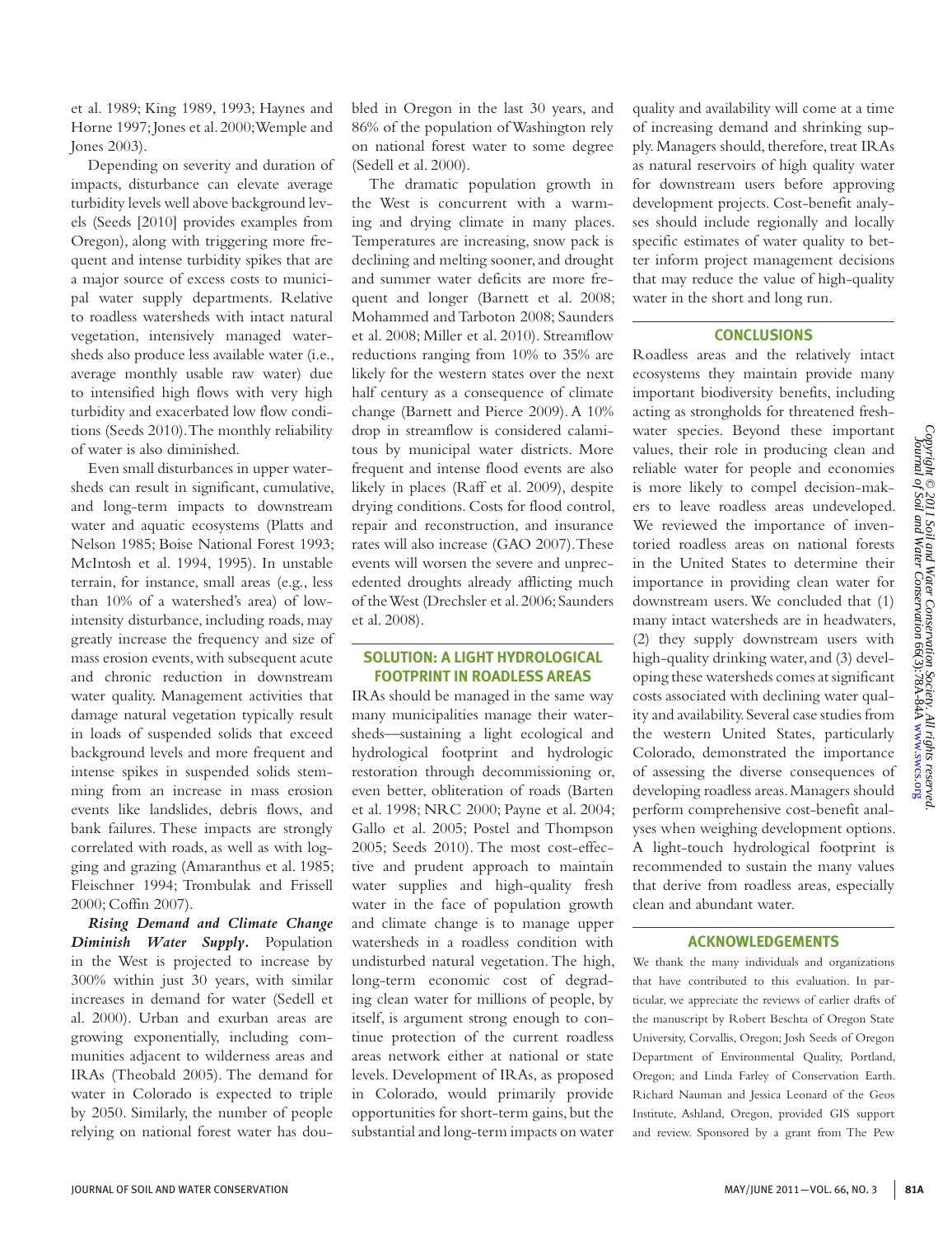et al. 1989; King 1989, 1993; Haynes and Horne 1997; Jones et al. 2000; Wemple and Jones 2003).

Depending on severity and duration of impacts, disturbance can elevate average turbidity levels well above background levels (Seeds [2010] provides examples from Oregon), along with triggering more frequent and intense turbidity spikes that are a major source of excess costs to municipal water supply departments. Relative to roadless watersheds with intact natural vegetation, intensively managed watersheds also produce less available water (i.e., average monthly usable raw water) due to intensified high flows with very high turbidity and exacerbated low flow conditions (Seeds 2010). The monthly reliability of water is also diminished.

Even small disturbances in upper watersheds can result in significant, cumulative, and long-term impacts to downstream water and aquatic ecosystems (Platts and Nelson 1985; Boise National Forest 1993; McIntosh et al. 1994, 1995). In unstable terrain, for instance, small areas (e.g., less than 10% of a watershed's area) of low-intensity disturbance, including roads, may greatly increase the frequency and size of mass erosion events, with subsequent acute and chronic reduction in downstream water quality. Management activities that damage natural vegetation typically result in loads of suspended solids that exceed background levels and more frequent and intense spikes in suspended solids stemming from an increase in mass erosion events like landslides, debris flows, and bank failures. These impacts are strongly correlated with roads, as well as with logging and grazing (Amaranthus et al. 1985; Fleischner 1994; Trombulak and Frissell 2000; Coffin 2007).

***Rising Demand and Climate Change Diminish Water Supply.*** Population in the West is projected to increase by 300% within just 30 years, with similar increases in demand for water (Sedell et al. 2000). Urban and exurban areas are growing exponentially, including communities adjacent to wilderness areas and IRAs (Theobald 2005). The demand for water in Colorado is expected to triple by 2050. Similarly, the number of people relying on national forest water has doubled in Oregon in the last 30 years, and 86% of the population of Washington rely on national forest water to some degree (Sedell et al. 2000).

The dramatic population growth in the West is concurrent with a warming and drying climate in many places. Temperatures are increasing, snow pack is declining and melting sooner, and drought and summer water deficits are more frequent and longer (Barnett et al. 2008; Mohammed and Tarboton 2008; Saunders et al. 2008; Miller et al. 2010). Streamflow reductions ranging from 10% to 35% are likely for the western states over the next half century as a consequence of climate change (Barnett and Pierce 2009). A 10% drop in streamflow is considered calamitous by municipal water districts. More frequent and intense flood events are also likely in places (Raff et al. 2009), despite drying conditions. Costs for flood control, repair and reconstruction, and insurance rates will also increase (GAO 2007). These events will worsen the severe and unprecedented droughts already afflicting much of the West (Drechsler et al. 2006; Saunders et al. 2008).

## SOLUTION: A LIGHT HYDROLOGICAL FOOTPRINT IN ROADLESS AREAS

IRAs should be managed in the same way many municipalities manage their watersheds—sustaining a light ecological and hydrological footprint and hydrologic restoration through decommissioning or, even better, obliteration of roads (Barten et al. 1998; NRC 2000; Payne et al. 2004; Gallo et al. 2005; Postel and Thompson 2005; Seeds 2010). The most cost-effective and prudent approach to maintain water supplies and high-quality fresh water in the face of population growth and climate change is to manage upper watersheds in a roadless condition with undisturbed natural vegetation. The high, long-term economic cost of degrading clean water for millions of people, by itself, is argument strong enough to continue protection of the current roadless areas network either at national or state levels. Development of IRAs, as proposed in Colorado, would primarily provide opportunities for short-term gains, but the substantial and long-term impacts on water quality and availability will come at a time of increasing demand and shrinking supply. Managers should, therefore, treat IRAs as natural reservoirs of high quality water for downstream users before approving development projects. Cost-benefit analyses should include regionally and locally specific estimates of water quality to better inform project management decisions that may reduce the value of high-quality water in the short and long run.

## CONCLUSIONS

Roadless areas and the relatively intact ecosystems they maintain provide many important biodiversity benefits, including acting as strongholds for threatened freshwater species. Beyond these important values, their role in producing clean and reliable water for people and economies is more likely to compel decision-makers to leave roadless areas undeveloped. We reviewed the importance of inventoried roadless areas on national forests in the United States to determine their importance in providing clean water for downstream users. We concluded that (1) many intact watersheds are in headwaters, (2) they supply downstream users with high-quality drinking water, and (3) developing these watersheds comes at significant costs associated with declining water quality and availability. Several case studies from the western United States, particularly Colorado, demonstrated the importance of assessing the diverse consequences of developing roadless areas. Managers should perform comprehensive cost-benefit analyses when weighing development options. A light-touch hydrological footprint is recommended to sustain the many values that derive from roadless areas, especially clean and abundant water.

## ACKNOWLEDGEMENTS

We thank the many individuals and organizations that have contributed to this evaluation. In particular, we appreciate the reviews of earlier drafts of the manuscript by Robert Beschta of Oregon State University, Corvallis, Oregon; Josh Seeds of Oregon Department of Environmental Quality, Portland, Oregon; and Linda Farley of Conservation Earth. Richard Nauman and Jessica Leonard of the Geos Institute, Ashland, Oregon, provided GIS support and review. Sponsored by a grant from The Pew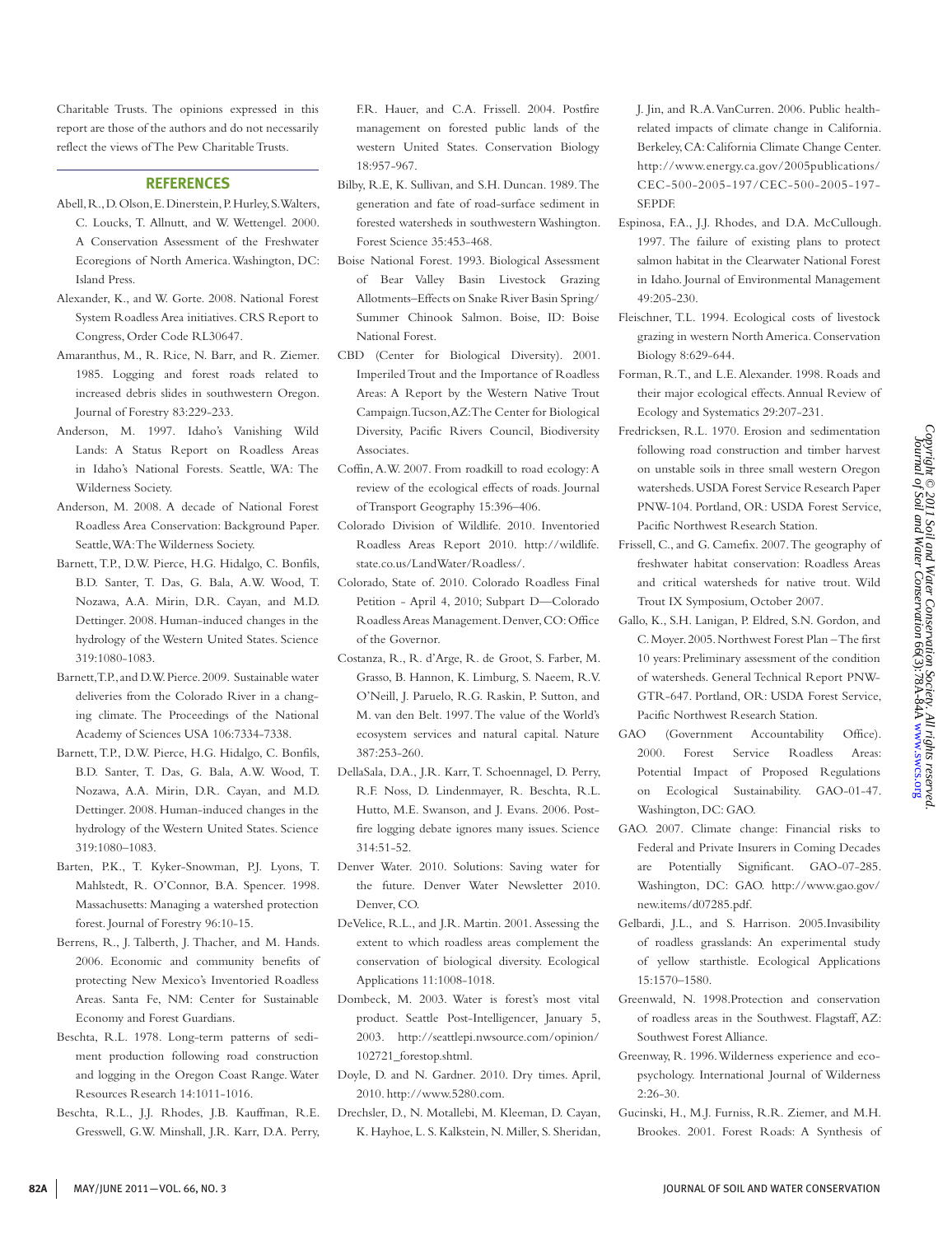Charitable Trusts. The opinions expressed in this report are those of the authors and do not necessarily reflect the views of The Pew Charitable Trusts.

## REFERENCES

Abell, R., D. Olson, E. Dinerstein, P. Hurley, S. Walters, C. Loucks, T. Allnutt, and W. Wettengel. 2000. A Conservation Assessment of the Freshwater Ecoregions of North America. Washington, DC: Island Press.

Alexander, K., and W. Gorte. 2008. National Forest System Roadless Area initiatives. CRS Report to Congress, Order Code RL30647.

Amaranthus, M., R. Rice, N. Barr, and R. Ziemer. 1985. Logging and forest roads related to increased debris slides in southwestern Oregon. Journal of Forestry 83:229-233.

Anderson, M. 1997. Idaho's Vanishing Wild Lands: A Status Report on Roadless Areas in Idaho's National Forests. Seattle, WA: The Wilderness Society.

Anderson, M. 2008. A decade of National Forest Roadless Area Conservation: Background Paper. Seattle, WA: The Wilderness Society.

Barnett, T.P., D.W. Pierce, H.G. Hidalgo, C. Bonfils, B.D. Santer, T. Das, G. Bala, A.W. Wood, T. Nozawa, A.A. Mirin, D.R. Cayan, and M.D. Dettinger. 2008. Human-induced changes in the hydrology of the Western United States. Science 319:1080-1083.

Barnett, T.P., and D.W. Pierce. 2009. Sustainable water deliveries from the Colorado River in a changing climate. The Proceedings of the National Academy of Sciences USA 106:7334-7338.

Barnett, T.P., D.W. Pierce, H.G. Hidalgo, C. Bonfils, B.D. Santer, T. Das, G. Bala, A.W. Wood, T. Nozawa, A.A. Mirin, D.R. Cayan, and M.D. Dettinger. 2008. Human-induced changes in the hydrology of the Western United States. Science 319:1080–1083.

Barten, P.K., T. Kyker-Snowman, P.J. Lyons, T. Mahlstedt, R. O'Connor, B.A. Spencer. 1998. Massachusetts: Managing a watershed protection forest. Journal of Forestry 96:10-15.

Berrens, R., J. Talberth, J. Thacher, and M. Hands. 2006. Economic and community benefits of protecting New Mexico's Inventoried Roadless Areas. Santa Fe, NM: Center for Sustainable Economy and Forest Guardians.

Beschta, R.L. 1978. Long-term patterns of sediment production following road construction and logging in the Oregon Coast Range. Water Resources Research 14:1011-1016.

Beschta, R.L., J.J. Rhodes, J.B. Kauffman, R.E. Gresswell, G.W. Minshall, J.R. Karr, D.A. Perry, F.R. Hauer, and C.A. Frissell. 2004. Postfire management on forested public lands of the western United States. Conservation Biology 18:957-967.

Bilby, R.E, K. Sullivan, and S.H. Duncan. 1989. The generation and fate of road-surface sediment in forested watersheds in southwestern Washington. Forest Science 35:453-468.

Boise National Forest. 1993. Biological Assessment of Bear Valley Basin Livestock Grazing Allotments–Effects on Snake River Basin Spring/Summer Chinook Salmon. Boise, ID: Boise National Forest.

CBD (Center for Biological Diversity). 2001. Imperiled Trout and the Importance of Roadless Areas: A Report by the Western Native Trout Campaign. Tucson, AZ: The Center for Biological Diversity, Pacific Rivers Council, Biodiversity Associates.

Coffin, A.W. 2007. From roadkill to road ecology: A review of the ecological effects of roads. Journal of Transport Geography 15:396–406.

Colorado Division of Wildlife. 2010. Inventoried Roadless Areas Report 2010. http://wildlife.state.co.us/LandWater/Roadless/.

Colorado, State of. 2010. Colorado Roadless Final Petition - April 4, 2010; Subpart D—Colorado Roadless Areas Management. Denver, CO: Office of the Governor.

Costanza, R., R. d'Arge, R. de Groot, S. Farber, M. Grasso, B. Hannon, K. Limburg, S. Naeem, R.V. O'Neill, J. Paruelo, R.G. Raskin, P. Sutton, and M. van den Belt. 1997. The value of the World's ecosystem services and natural capital. Nature 387:253-260.

DellaSala, D.A., J.R. Karr, T. Schoennagel, D. Perry, R.F. Noss, D. Lindenmayer, R. Beschta, R.L. Hutto, M.E. Swanson, and J. Evans. 2006. Post-fire logging debate ignores many issues. Science 314:51-52.

Denver Water. 2010. Solutions: Saving water for the future. Denver Water Newsletter 2010. Denver, CO.

DeVelice, R.L., and J.R. Martin. 2001. Assessing the extent to which roadless areas complement the conservation of biological diversity. Ecological Applications 11:1008-1018.

Dombeck, M. 2003. Water is forest's most vital product. Seattle Post-Intelligencer, January 5, 2003. http://seattlepi.nwsource.com/opinion/102721_forestop.shtml.

Doyle, D. and N. Gardner. 2010. Dry times. April, 2010. http://www.5280.com.

Drechsler, D., N. Motallebi, M. Kleeman, D. Cayan, K. Hayhoe, L. S. Kalkstein, N. Miller, S. Sheridan, J. Jin, and R.A. VanCurren. 2006. Public health-related impacts of climate change in California. Berkeley, CA: California Climate Change Center. http://www.energy.ca.gov/2005publications/CEC-500-2005-197/CEC-500-2005-197-SF.PDF.

Espinosa, F.A., J.J. Rhodes, and D.A. McCullough. 1997. The failure of existing plans to protect salmon habitat in the Clearwater National Forest in Idaho. Journal of Environmental Management 49:205-230.

Fleischner, T.L. 1994. Ecological costs of livestock grazing in western North America. Conservation Biology 8:629-644.

Forman, R.T., and L.E. Alexander. 1998. Roads and their major ecological effects. Annual Review of Ecology and Systematics 29:207-231.

Fredricksen, R.L. 1970. Erosion and sedimentation following road construction and timber harvest on unstable soils in three small western Oregon watersheds. USDA Forest Service Research Paper PNW-104. Portland, OR: USDA Forest Service, Pacific Northwest Research Station.

Frissell, C., and G. Camefix. 2007. The geography of freshwater habitat conservation: Roadless Areas and critical watersheds for native trout. Wild Trout IX Symposium, October 2007.

Gallo, K., S.H. Lanigan, P. Eldred, S.N. Gordon, and C. Moyer. 2005. Northwest Forest Plan – The first 10 years: Preliminary assessment of the condition of watersheds. General Technical Report PNW-GTR-647. Portland, OR: USDA Forest Service, Pacific Northwest Research Station.

GAO (Government Accountability Office). 2000. Forest Service Roadless Areas: Potential Impact of Proposed Regulations on Ecological Sustainability. GAO-01-47. Washington, DC: GAO.

GAO. 2007. Climate change: Financial risks to Federal and Private Insurers in Coming Decades are Potentially Significant. GAO-07-285. Washington, DC: GAO. http://www.gao.gov/new.items/d07285.pdf.

Gelbardi, J.L., and S. Harrison. 2005. Invasibility of roadless grasslands: An experimental study of yellow starthistle. Ecological Applications 15:1570–1580.

Greenwald, N. 1998. Protection and conservation of roadless areas in the Southwest. Flagstaff, AZ: Southwest Forest Alliance.

Greenway, R. 1996. Wilderness experience and ecopsychology. International Journal of Wilderness 2:26-30.

Gucinski, H., M.J. Furniss, R.R. Ziemer, and M.H. Brookes. 2001. Forest Roads: A Synthesis of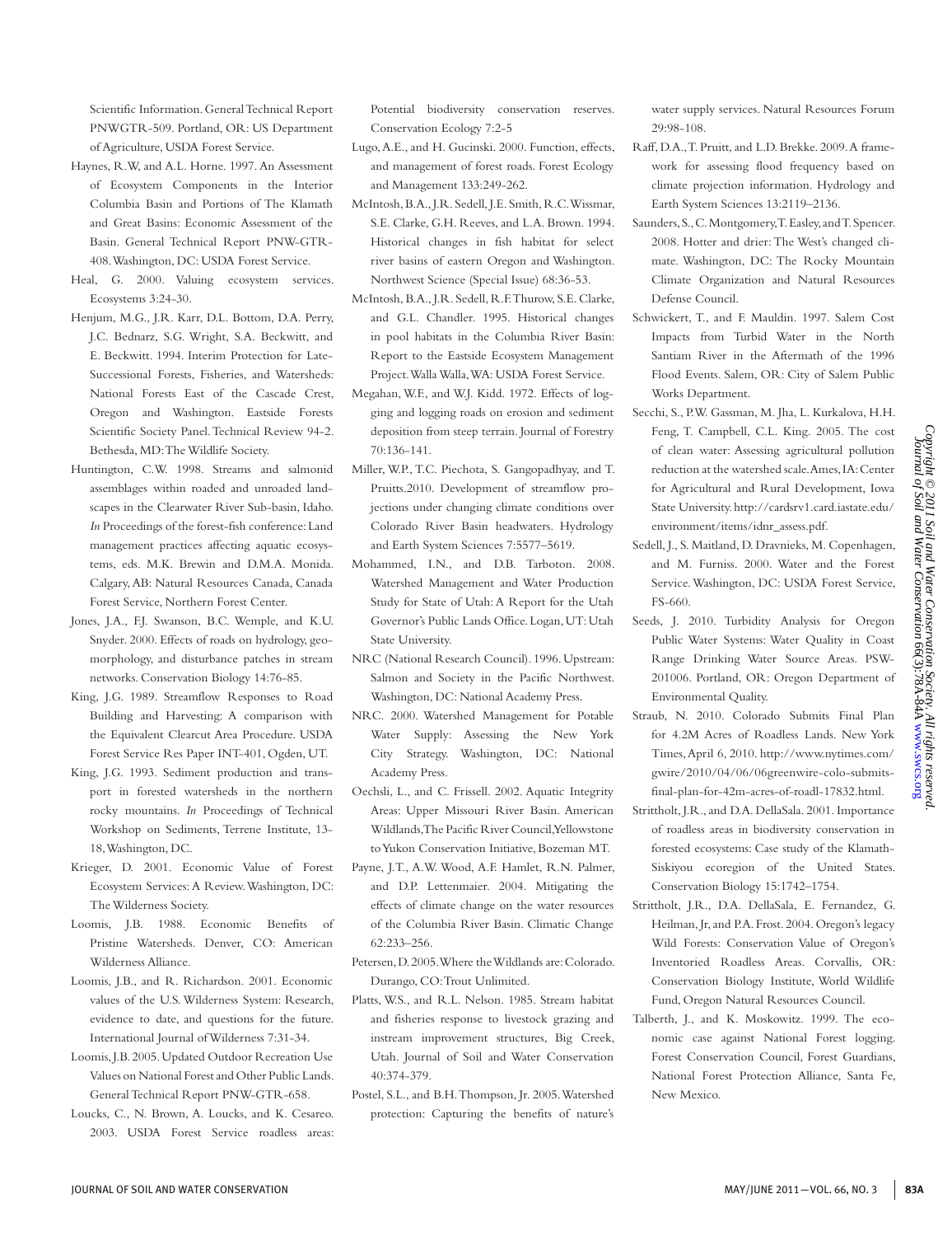Scientific Information. General Technical Report PNWGTR-509. Portland, OR: US Department of Agriculture, USDA Forest Service.

Haynes, R.W, and A.L. Horne. 1997. An Assessment of Ecosystem Components in the Interior Columbia Basin and Portions of The Klamath and Great Basins: Economic Assessment of the Basin. General Technical Report PNW-GTR-408. Washington, DC: USDA Forest Service.

Heal, G. 2000. Valuing ecosystem services. Ecosystems 3:24-30.

Henjum, M.G., J.R. Karr, D.L. Bottom, D.A. Perry, J.C. Bednarz, S.G. Wright, S.A. Beckwitt, and E. Beckwitt. 1994. Interim Protection for Late-Successional Forests, Fisheries, and Watersheds: National Forests East of the Cascade Crest, Oregon and Washington. Eastside Forests Scientific Society Panel. Technical Review 94-2. Bethesda, MD: The Wildlife Society.

Huntington, C.W. 1998. Streams and salmonid assemblages within roaded and unroaded landscapes in the Clearwater River Sub-basin, Idaho. *In* Proceedings of the forest-fish conference: Land management practices affecting aquatic ecosystems, eds. M.K. Brewin and D.M.A. Monida. Calgary, AB: Natural Resources Canada, Canada Forest Service, Northern Forest Center.

Jones, J.A., F.J. Swanson, B.C. Wemple, and K.U. Snyder. 2000. Effects of roads on hydrology, geomorphology, and disturbance patches in stream networks. Conservation Biology 14:76-85.

King, J.G. 1989. Streamflow Responses to Road Building and Harvesting: A comparison with the Equivalent Clearcut Area Procedure. USDA Forest Service Res Paper INT-401, Ogden, UT.

King, J.G. 1993. Sediment production and transport in forested watersheds in the northern rocky mountains. *In* Proceedings of Technical Workshop on Sediments, Terrene Institute, 13-18, Washington, DC.

Krieger, D. 2001. Economic Value of Forest Ecosystem Services: A Review. Washington, DC: The Wilderness Society.

Loomis, J.B. 1988. Economic Benefits of Pristine Watersheds. Denver, CO: American Wilderness Alliance.

Loomis, J.B., and R. Richardson. 2001. Economic values of the U.S. Wilderness System: Research, evidence to date, and questions for the future. International Journal of Wilderness 7:31-34.

Loomis, J.B. 2005. Updated Outdoor Recreation Use Values on National Forest and Other Public Lands. General Technical Report PNW-GTR-658.

Loucks, C., N. Brown, A. Loucks, and K. Cesareo. 2003. USDA Forest Service roadless areas: Potential biodiversity conservation reserves. Conservation Ecology 7:2-5

Lugo, A.E., and H. Gucinski. 2000. Function, effects, and management of forest roads. Forest Ecology and Management 133:249-262.

McIntosh, B.A., J.R. Sedell, J.E. Smith, R.C. Wissmar, S.E. Clarke, G.H. Reeves, and L.A. Brown. 1994. Historical changes in fish habitat for select river basins of eastern Oregon and Washington. Northwest Science (Special Issue) 68:36-53.

McIntosh, B.A., J.R. Sedell, R.F. Thurow, S.E. Clarke, and G.L. Chandler. 1995. Historical changes in pool habitats in the Columbia River Basin: Report to the Eastside Ecosystem Management Project. Walla Walla, WA: USDA Forest Service.

Megahan, W.F., and W.J. Kidd. 1972. Effects of logging and logging roads on erosion and sediment deposition from steep terrain. Journal of Forestry 70:136-141.

Miller, W.P., T.C. Piechota, S. Gangopadhyay, and T. Pruitts. 2010. Development of streamflow projections under changing climate conditions over Colorado River Basin headwaters. Hydrology and Earth System Sciences 7:5577–5619.

Mohammed, I.N., and D.B. Tarboton. 2008. Watershed Management and Water Production Study for State of Utah: A Report for the Utah Governor's Public Lands Office. Logan, UT: Utah State University.

NRC (National Research Council). 1996. Upstream: Salmon and Society in the Pacific Northwest. Washington, DC: National Academy Press.

NRC. 2000. Watershed Management for Potable Water Supply: Assessing the New York City Strategy. Washington, DC: National Academy Press.

Oechsli, L., and C. Frissell. 2002. Aquatic Integrity Areas: Upper Missouri River Basin. American Wildlands, The Pacific River Council, Yellowstone to Yukon Conservation Initiative, Bozeman MT.

Payne, J.T., A.W. Wood, A.F. Hamlet, R.N. Palmer, and D.P. Lettenmaier. 2004. Mitigating the effects of climate change on the water resources of the Columbia River Basin. Climatic Change 62:233–256.

Petersen, D. 2005. Where the Wildlands are: Colorado. Durango, CO: Trout Unlimited.

Platts, W.S., and R.L. Nelson. 1985. Stream habitat and fisheries response to livestock grazing and instream improvement structures, Big Creek, Utah. Journal of Soil and Water Conservation 40:374-379.

Postel, S.L., and B.H. Thompson, Jr. 2005. Watershed protection: Capturing the benefits of nature's water supply services. Natural Resources Forum 29:98-108.

Raff, D.A., T. Pruitt, and L.D. Brekke. 2009. A framework for assessing flood frequency based on climate projection information. Hydrology and Earth System Sciences 13:2119–2136.

Saunders, S., C. Montgomery, T. Easley, and T. Spencer. 2008. Hotter and drier: The West's changed climate. Washington, DC: The Rocky Mountain Climate Organization and Natural Resources Defense Council.

Schwickert, T., and F. Mauldin. 1997. Salem Cost Impacts from Turbid Water in the North Santiam River in the Aftermath of the 1996 Flood Events. Salem, OR: City of Salem Public Works Department.

Secchi, S., P.W. Gassman, M. Jha, L. Kurkalova, H.H. Feng, T. Campbell, C.L. King. 2005. The cost of clean water: Assessing agricultural pollution reduction at the watershed scale. Ames, IA: Center for Agricultural and Rural Development, Iowa State University. http://cardsrv1.card.iastate.edu/environment/items/idnr_assess.pdf.

Sedell, J., S. Maitland, D. Dravnieks, M. Copenhagen, and M. Furniss. 2000. Water and the Forest Service. Washington, DC: USDA Forest Service, FS-660.

Seeds, J. 2010. Turbidity Analysis for Oregon Public Water Systems: Water Quality in Coast Range Drinking Water Source Areas. PSW-201006. Portland, OR: Oregon Department of Environmental Quality.

Straub, N. 2010. Colorado Submits Final Plan for 4.2M Acres of Roadless Lands. New York Times, April 6, 2010. http://www.nytimes.com/gwire/2010/04/06/06greenwire-colo-submits-final-plan-for-42m-acres-of-roadl-17832.html.

Strittholt, J.R., and D.A. DellaSala. 2001. Importance of roadless areas in biodiversity conservation in forested ecosystems: Case study of the Klamath-Siskiyou ecoregion of the United States. Conservation Biology 15:1742–1754.

Strittholt, J.R., D.A. DellaSala, E. Fernandez, G. Heilman, Jr, and P.A. Frost. 2004. Oregon's legacy Wild Forests: Conservation Value of Oregon's Inventoried Roadless Areas. Corvallis, OR: Conservation Biology Institute, World Wildlife Fund, Oregon Natural Resources Council.

Talberth, J., and K. Moskowitz. 1999. The economic case against National Forest logging. Forest Conservation Council, Forest Guardians, National Forest Protection Alliance, Santa Fe, New Mexico.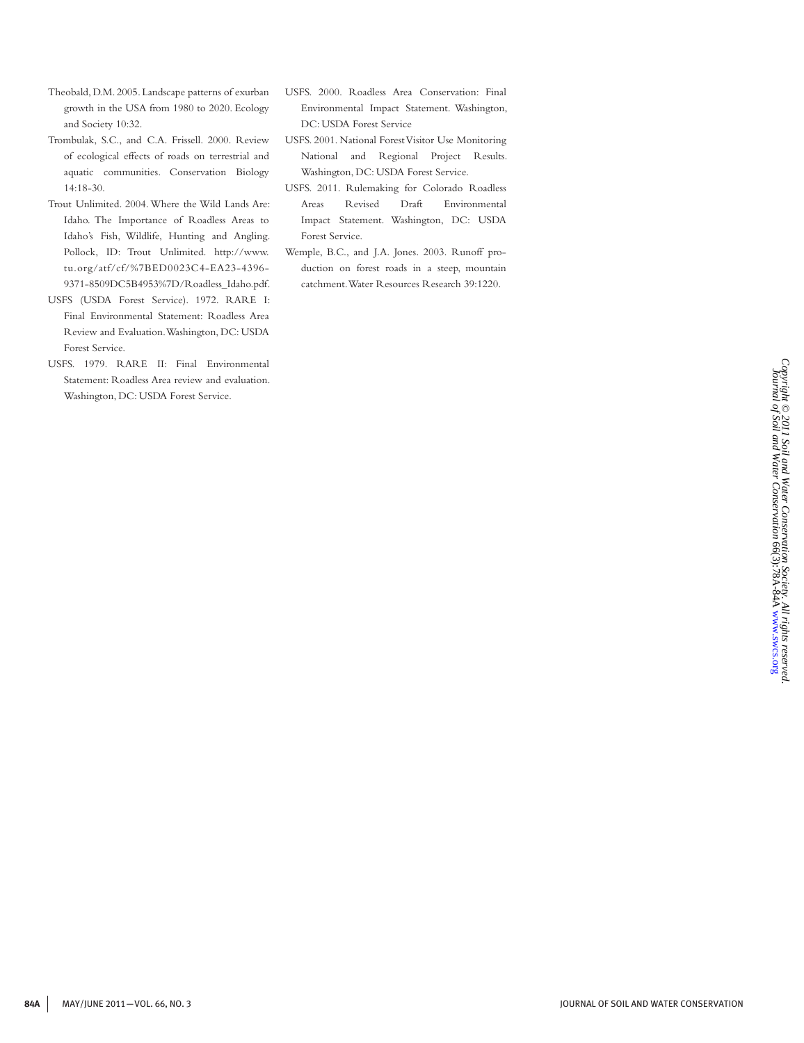Theobald, D.M. 2005. Landscape patterns of exurban growth in the USA from 1980 to 2020. Ecology and Society 10:32.

Trombulak, S.C., and C.A. Frissell. 2000. Review of ecological effects of roads on terrestrial and aquatic communities. Conservation Biology 14:18-30.

Trout Unlimited. 2004. Where the Wild Lands Are: Idaho. The Importance of Roadless Areas to Idaho's Fish, Wildlife, Hunting and Angling. Pollock, ID: Trout Unlimited. http://www.tu.org/atf/cf/%7BED0023C4-EA23-4396-9371-8509DC5B4953%7D/Roadless_Idaho.pdf.

USFS (USDA Forest Service). 1972. RARE I: Final Environmental Statement: Roadless Area Review and Evaluation. Washington, DC: USDA Forest Service.

USFS. 1979. RARE II: Final Environmental Statement: Roadless Area review and evaluation. Washington, DC: USDA Forest Service.

USFS. 2000. Roadless Area Conservation: Final Environmental Impact Statement. Washington, DC: USDA Forest Service

USFS. 2001. National Forest Visitor Use Monitoring National and Regional Project Results. Washington, DC: USDA Forest Service.

USFS. 2011. Rulemaking for Colorado Roadless Areas Revised Draft Environmental Impact Statement. Washington, DC: USDA Forest Service.

Wemple, B.C., and J.A. Jones. 2003. Runoff production on forest roads in a steep, mountain catchment. Water Resources Research 39:1220.